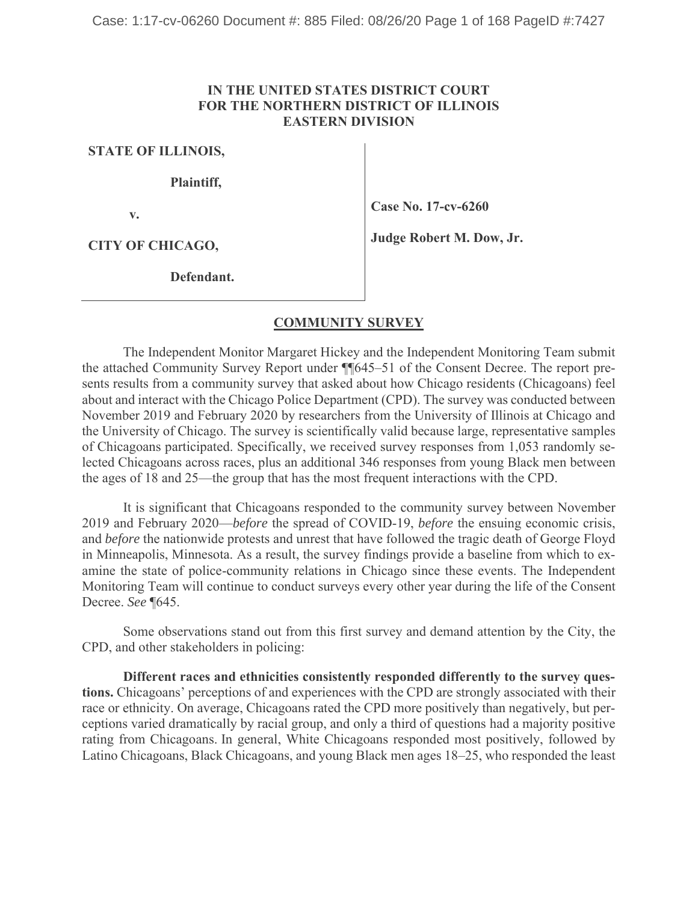**IN THE UNITED STATES DISTRICT COURT**
**FOR THE NORTHERN DISTRICT OF ILLINOIS**
**EASTERN DIVISION**

| | |
|---|---|
| **STATE OF ILLINOIS,** | |
| **Plaintiff,** | |
| **v.** | **Case No. 17-cv-6260** |
| **CITY OF CHICAGO,** | **Judge Robert M. Dow, Jr.** |
| **Defendant.** | |

## COMMUNITY SURVEY

The Independent Monitor Margaret Hickey and the Independent Monitoring Team submit the attached Community Survey Report under ¶¶645–51 of the Consent Decree. The report presents results from a community survey that asked about how Chicago residents (Chicagoans) feel about and interact with the Chicago Police Department (CPD). The survey was conducted between November 2019 and February 2020 by researchers from the University of Illinois at Chicago and the University of Chicago. The survey is scientifically valid because large, representative samples of Chicagoans participated. Specifically, we received survey responses from 1,053 randomly selected Chicagoans across races, plus an additional 346 responses from young Black men between the ages of 18 and 25—the group that has the most frequent interactions with the CPD.

It is significant that Chicagoans responded to the community survey between November 2019 and February 2020—*before* the spread of COVID-19, *before* the ensuing economic crisis, and *before* the nationwide protests and unrest that have followed the tragic death of George Floyd in Minneapolis, Minnesota. As a result, the survey findings provide a baseline from which to examine the state of police-community relations in Chicago since these events. The Independent Monitoring Team will continue to conduct surveys every other year during the life of the Consent Decree. *See* ¶645.

Some observations stand out from this first survey and demand attention by the City, the CPD, and other stakeholders in policing:

**Different races and ethnicities consistently responded differently to the survey questions.** Chicagoans' perceptions of and experiences with the CPD are strongly associated with their race or ethnicity. On average, Chicagoans rated the CPD more positively than negatively, but perceptions varied dramatically by racial group, and only a third of questions had a majority positive rating from Chicagoans. In general, White Chicagoans responded most positively, followed by Latino Chicagoans, Black Chicagoans, and young Black men ages 18–25, who responded the least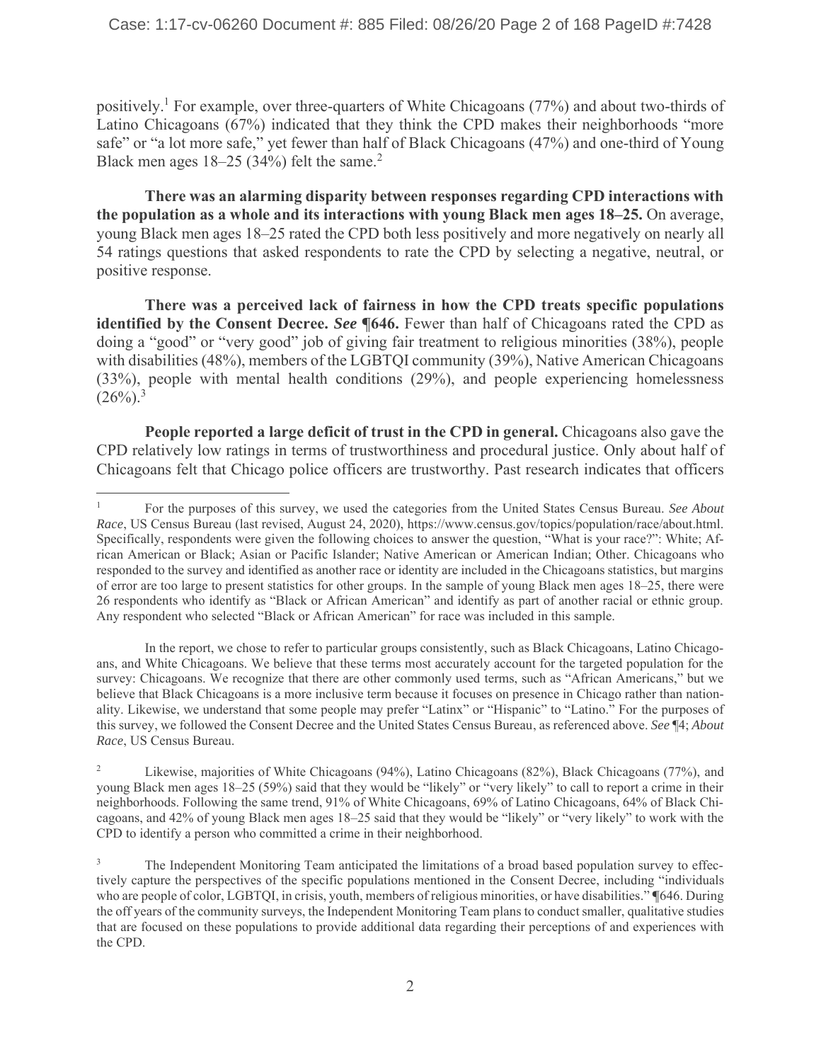positively.[1] For example, over three-quarters of White Chicagoans (77%) and about two-thirds of Latino Chicagoans (67%) indicated that they think the CPD makes their neighborhoods "more safe" or "a lot more safe," yet fewer than half of Black Chicagoans (47%) and one-third of Young Black men ages 18–25 (34%) felt the same.[2]

**There was an alarming disparity between responses regarding CPD interactions with the population as a whole and its interactions with young Black men ages 18–25.** On average, young Black men ages 18–25 rated the CPD both less positively and more negatively on nearly all 54 ratings questions that asked respondents to rate the CPD by selecting a negative, neutral, or positive response.

**There was a perceived lack of fairness in how the CPD treats specific populations identified by the Consent Decree.** ***See* ¶646.** Fewer than half of Chicagoans rated the CPD as doing a "good" or "very good" job of giving fair treatment to religious minorities (38%), people with disabilities (48%), members of the LGBTQI community (39%), Native American Chicagoans (33%), people with mental health conditions (29%), and people experiencing homelessness (26%).[3]

**People reported a large deficit of trust in the CPD in general.** Chicagoans also gave the CPD relatively low ratings in terms of trustworthiness and procedural justice. Only about half of Chicagoans felt that Chicago police officers are trustworthy. Past research indicates that officers

---

[1] For the purposes of this survey, we used the categories from the United States Census Bureau. *See About Race*, US Census Bureau (last revised, August 24, 2020), https://www.census.gov/topics/population/race/about.html. Specifically, respondents were given the following choices to answer the question, "What is your race?": White; African American or Black; Asian or Pacific Islander; Native American or American Indian; Other. Chicagoans who responded to the survey and identified as another race or identity are included in the Chicagoans statistics, but margins of error are too large to present statistics for other groups. In the sample of young Black men ages 18–25, there were 26 respondents who identify as "Black or African American" and identify as part of another racial or ethnic group. Any respondent who selected "Black or African American" for race was included in this sample.

In the report, we chose to refer to particular groups consistently, such as Black Chicagoans, Latino Chicagoans, and White Chicagoans. We believe that these terms most accurately account for the targeted population for the survey: Chicagoans. We recognize that there are other commonly used terms, such as "African Americans," but we believe that Black Chicagoans is a more inclusive term because it focuses on presence in Chicago rather than nationality. Likewise, we understand that some people may prefer "Latinx" or "Hispanic" to "Latino." For the purposes of this survey, we followed the Consent Decree and the United States Census Bureau, as referenced above. *See* ¶4; *About Race*, US Census Bureau.

[2] Likewise, majorities of White Chicagoans (94%), Latino Chicagoans (82%), Black Chicagoans (77%), and young Black men ages 18–25 (59%) said that they would be "likely" or "very likely" to call to report a crime in their neighborhoods. Following the same trend, 91% of White Chicagoans, 69% of Latino Chicagoans, 64% of Black Chicagoans, and 42% of young Black men ages 18–25 said that they would be "likely" or "very likely" to work with the CPD to identify a person who committed a crime in their neighborhood.

[3] The Independent Monitoring Team anticipated the limitations of a broad based population survey to effectively capture the perspectives of the specific populations mentioned in the Consent Decree, including "individuals who are people of color, LGBTQI, in crisis, youth, members of religious minorities, or have disabilities." ¶646. During the off years of the community surveys, the Independent Monitoring Team plans to conduct smaller, qualitative studies that are focused on these populations to provide additional data regarding their perceptions of and experiences with the CPD.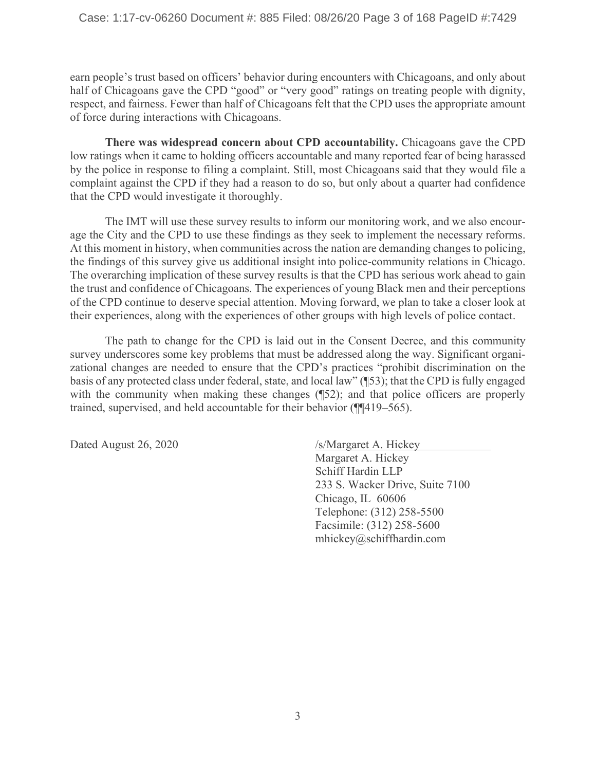earn people's trust based on officers' behavior during encounters with Chicagoans, and only about half of Chicagoans gave the CPD "good" or "very good" ratings on treating people with dignity, respect, and fairness. Fewer than half of Chicagoans felt that the CPD uses the appropriate amount of force during interactions with Chicagoans.

**There was widespread concern about CPD accountability.** Chicagoans gave the CPD low ratings when it came to holding officers accountable and many reported fear of being harassed by the police in response to filing a complaint. Still, most Chicagoans said that they would file a complaint against the CPD if they had a reason to do so, but only about a quarter had confidence that the CPD would investigate it thoroughly.

The IMT will use these survey results to inform our monitoring work, and we also encourage the City and the CPD to use these findings as they seek to implement the necessary reforms. At this moment in history, when communities across the nation are demanding changes to policing, the findings of this survey give us additional insight into police-community relations in Chicago. The overarching implication of these survey results is that the CPD has serious work ahead to gain the trust and confidence of Chicagoans. The experiences of young Black men and their perceptions of the CPD continue to deserve special attention. Moving forward, we plan to take a closer look at their experiences, along with the experiences of other groups with high levels of police contact.

The path to change for the CPD is laid out in the Consent Decree, and this community survey underscores some key problems that must be addressed along the way. Significant organizational changes are needed to ensure that the CPD's practices "prohibit discrimination on the basis of any protected class under federal, state, and local law" (¶53); that the CPD is fully engaged with the community when making these changes (¶52); and that police officers are properly trained, supervised, and held accountable for their behavior (¶¶419–565).

Dated August 26, 2020

/s/Margaret A. Hickey
Margaret A. Hickey
Schiff Hardin LLP
233 S. Wacker Drive, Suite 7100
Chicago, IL 60606
Telephone: (312) 258-5500
Facsimile: (312) 258-5600
mhickey@schiffhardin.com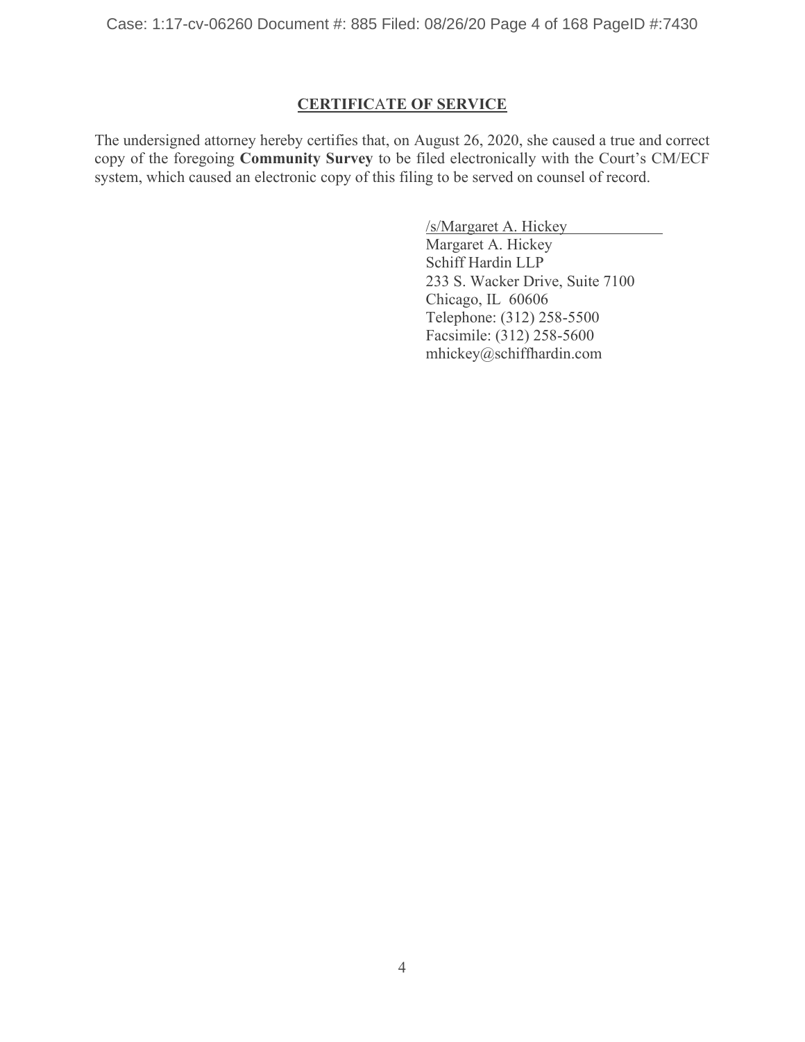## CERTIFICATE OF SERVICE

The undersigned attorney hereby certifies that, on August 26, 2020, she caused a true and correct copy of the foregoing **Community Survey** to be filed electronically with the Court's CM/ECF system, which caused an electronic copy of this filing to be served on counsel of record.

/s/Margaret A. Hickey
Margaret A. Hickey
Schiff Hardin LLP
233 S. Wacker Drive, Suite 7100
Chicago, IL 60606
Telephone: (312) 258-5500
Facsimile: (312) 258-5600
mhickey@schiffhardin.com